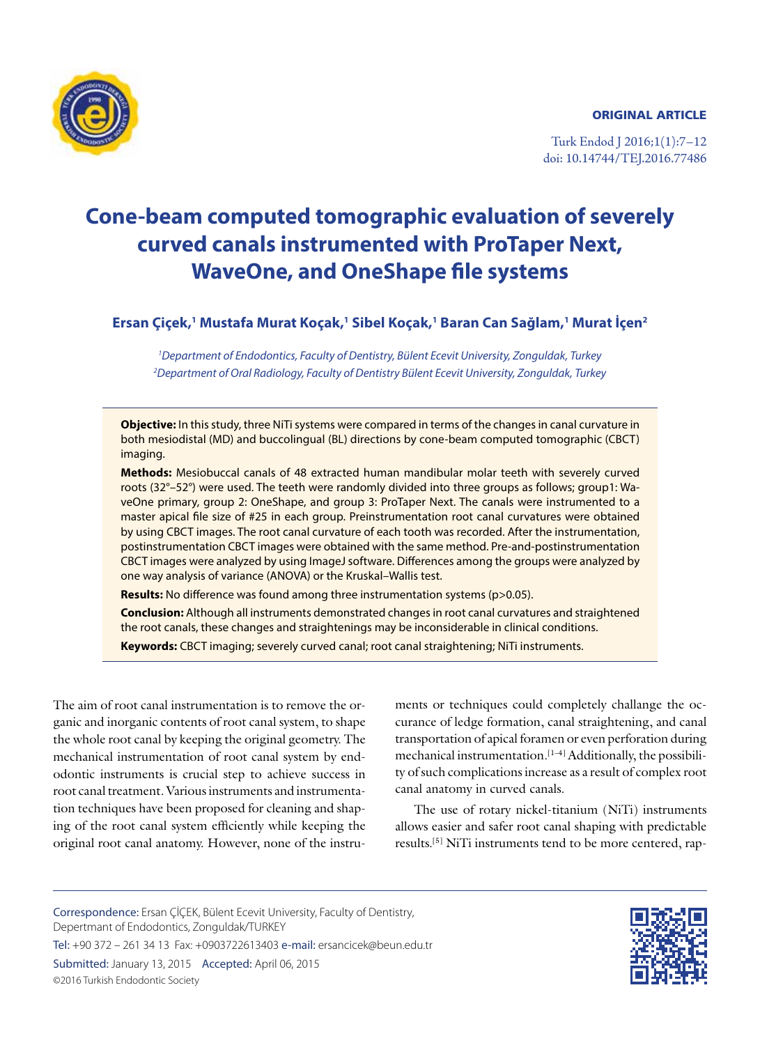ORIGINAL ARTICLE

# Cone-beam computed tomographic evaluation of severely curved canals instrumented with ProTaper Next, WaveOne, and OneShape file systems

**Ersan Çiçek,[1] Mustafa Murat Koçak,[1] Sibel Koçak,[1] Baran Can Sağlam,[1] Murat İçen[2]**

*[1]Department of Endodontics, Faculty of Dentistry, Bülent Ecevit University, Zonguldak, Turkey*
*[2]Department of Oral Radiology, Faculty of Dentistry Bülent Ecevit University, Zonguldak, Turkey*

**Objective:** In this study, three NiTi systems were compared in terms of the changes in canal curvature in both mesiodistal (MD) and buccolingual (BL) directions by cone-beam computed tomographic (CBCT) imaging.

**Methods:** Mesiobuccal canals of 48 extracted human mandibular molar teeth with severely curved roots (32°–52°) were used. The teeth were randomly divided into three groups as follows; group1: WaveOne primary, group 2: OneShape, and group 3: ProTaper Next. The canals were instrumented to a master apical file size of #25 in each group. Preinstrumentation root canal curvatures were obtained by using CBCT images. The root canal curvature of each tooth was recorded. After the instrumentation, postinstrumentation CBCT images were obtained with the same method. Pre-and-postinstrumentation CBCT images were analyzed by using ImageJ software. Differences among the groups were analyzed by one way analysis of variance (ANOVA) or the Kruskal–Wallis test.

**Results:** No difference was found among three instrumentation systems ($p>0.05$).

**Conclusion:** Although all instruments demonstrated changes in root canal curvatures and straightened the root canals, these changes and straightenings may be inconsiderable in clinical conditions.

**Keywords:** CBCT imaging; severely curved canal; root canal straightening; NiTi instruments.

The aim of root canal instrumentation is to remove the organic and inorganic contents of root canal system, to shape the whole root canal by keeping the original geometry. The mechanical instrumentation of root canal system by endodontic instruments is crucial step to achieve success in root canal treatment. Various instruments and instrumentation techniques have been proposed for cleaning and shaping of the root canal system efficiently while keeping the original root canal anatomy. However, none of the instruments or techniques could completely challange the occurance of ledge formation, canal straightening, and canal transportation of apical foramen or even perforation during mechanical instrumentation.[1–4] Additionally, the possibility of such complications increase as a result of complex root canal anatomy in curved canals.

The use of rotary nickel-titanium (NiTi) instruments allows easier and safer root canal shaping with predictable results.[5] NiTi instruments tend to be more centered, rap-

Correspondence: Ersan ÇİÇEK, Bülent Ecevit University, Faculty of Dentistry, Depertmant of Endodontics, Zonguldak/TURKEY
Tel: +90 372 – 261 34 13 Fax: +0903722613403 e-mail: ersancicek@beun.edu.tr
Submitted: January 13, 2015 Accepted: April 06, 2015
©2016 Turkish Endodontic Society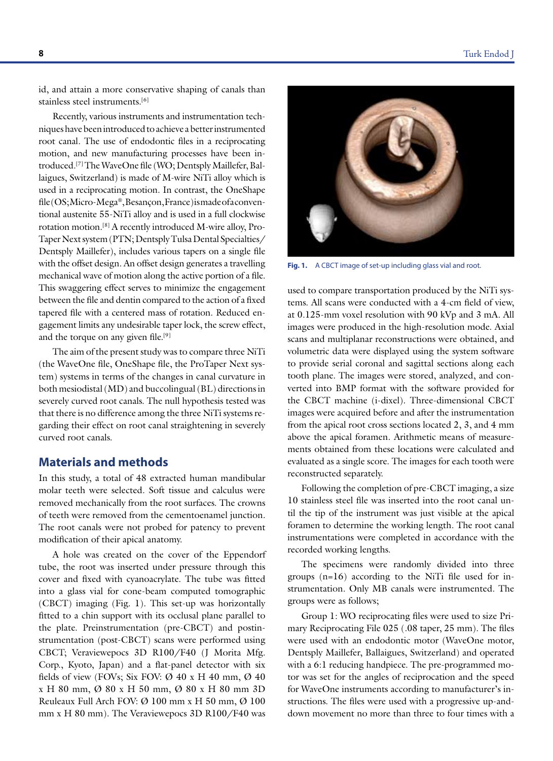id, and attain a more conservative shaping of canals than stainless steel instruments.[6]

Recently, various instruments and instrumentation techniques have been introduced to achieve a better instrumented root canal. The use of endodontic files in a reciprocating motion, and new manufacturing processes have been introduced.[7] The WaveOne file (WO; Dentsply Maillefer, Ballaigues, Switzerland) is made of M-wire NiTi alloy which is used in a reciprocating motion. In contrast, the OneShape file (OS; Micro-Mega®, Besançon, France) is made of a conventional austenite 55-NiTi alloy and is used in a full clockwise rotation motion.[8] A recently introduced M-wire alloy, ProTaper Next system (PTN; Dentsply Tulsa Dental Specialties/ Dentsply Maillefer), includes various tapers on a single file with the offset design. An offset design generates a travelling mechanical wave of motion along the active portion of a file. This swaggering effect serves to minimize the engagement between the file and dentin compared to the action of a fixed tapered file with a centered mass of rotation. Reduced engagement limits any undesirable taper lock, the screw effect, and the torque on any given file.[9]

The aim of the present study was to compare three NiTi (the WaveOne file, OneShape file, the ProTaper Next system) systems in terms of the changes in canal curvature in both mesiodistal (MD) and buccolingual (BL) directions in severely curved root canals. The null hypothesis tested was that there is no difference among the three NiTi systems regarding their effect on root canal straightening in severely curved root canals.

## Materials and methods

In this study, a total of 48 extracted human mandibular molar teeth were selected. Soft tissue and calculus were removed mechanically from the root surfaces. The crowns of teeth were removed from the cementoenamel junction. The root canals were not probed for patency to prevent modification of their apical anatomy.

A hole was created on the cover of the Eppendorf tube, the root was inserted under pressure through this cover and fixed with cyanoacrylate. The tube was fitted into a glass vial for cone-beam computed tomographic (CBCT) imaging (Fig. 1). This set-up was horizontally fitted to a chin support with its occlusal plane parallel to the plate. Preinstrumentation (pre-CBCT) and postinstrumentation (post-CBCT) scans were performed using CBCT; Veraviewepocs 3D R100/F40 (J Morita Mfg. Corp., Kyoto, Japan) and a flat-panel detector with six fields of view (FOVs; Six FOV: Ø 40 x H 40 mm, Ø 40 x H 80 mm, Ø 80 x H 50 mm, Ø 80 x H 80 mm 3D Reuleaux Full Arch FOV: Ø 100 mm x H 50 mm, Ø 100 mm x H 80 mm). The Veraviewepocs 3D R100/F40 was used to compare transportation produced by the NiTi systems. All scans were conducted with a 4-cm field of view, at 0.125-mm voxel resolution with 90 kVp and 3 mA. All images were produced in the high-resolution mode. Axial scans and multiplanar reconstructions were obtained, and volumetric data were displayed using the system software to provide serial coronal and sagittal sections along each tooth plane. The images were stored, analyzed, and converted into BMP format with the software provided for the CBCT machine (i-dixel). Three-dimensional CBCT images were acquired before and after the instrumentation from the apical root cross sections located 2, 3, and 4 mm above the apical foramen. Arithmetic means of measurements obtained from these locations were calculated and evaluated as a single score. The images for each tooth were reconstructed separately.

Fig. 1. A CBCT image of set-up including glass vial and root.

Following the completion of pre-CBCT imaging, a size 10 stainless steel file was inserted into the root canal until the tip of the instrument was just visible at the apical foramen to determine the working length. The root canal instrumentations were completed in accordance with the recorded working lengths.

The specimens were randomly divided into three groups (n=16) according to the NiTi file used for instrumentation. Only MB canals were instrumented. The groups were as follows;

Group 1: WO reciprocating files were used to size Primary Reciprocating File 025 (.08 taper, 25 mm). The files were used with an endodontic motor (WaveOne motor, Dentsply Maillefer, Ballaigues, Switzerland) and operated with a 6:1 reducing handpiece. The pre-programmed motor was set for the angles of reciprocation and the speed for WaveOne instruments according to manufacturer's instructions. The files were used with a progressive up-and-down movement no more than three to four times with a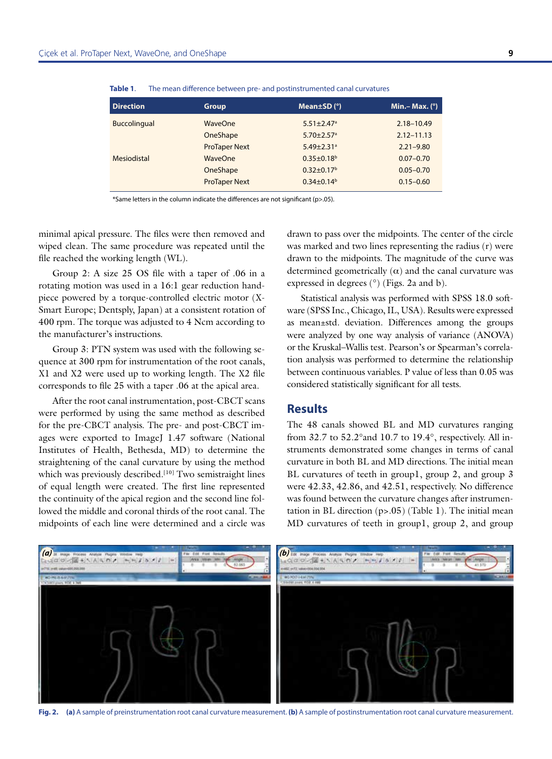**Table 1.** The mean difference between pre- and postinstrumented canal curvatures

| Direction | Group | Mean±SD (°) | Min.– Max. (°) |
|---|---|---|---|
| Buccolingual | WaveOne | 5.51±2.47[a] | 2.18–10.49 |
| | OneShape | 5.70±2.57[a] | 2.12–11.13 |
| | ProTaper Next | 5.49±2.31[a] | 2.21–9.80 |
| Mesiodistal | WaveOne | 0.35±0.18[b] | 0.07–0.70 |
| | OneShape | 0.32±0.17[b] | 0.05–0.70 |
| | ProTaper Next | 0.34±0.14[b] | 0.15–0.60 |

*Same letters in the column indicate the differences are not significant (p>.05).

minimal apical pressure. The files were then removed and wiped clean. The same procedure was repeated until the file reached the working length (WL).

Group 2: A size 25 OS file with a taper of .06 in a rotating motion was used in a 16:1 gear reduction handpiece powered by a torque-controlled electric motor (X-Smart Europe; Dentsply, Japan) at a consistent rotation of 400 rpm. The torque was adjusted to 4 Ncm according to the manufacturer's instructions.

Group 3: PTN system was used with the following sequence at 300 rpm for instrumentation of the root canals, X1 and X2 were used up to working length. The X2 file corresponds to file 25 with a taper .06 at the apical area.

After the root canal instrumentation, post-CBCT scans were performed by using the same method as described for the pre-CBCT analysis. The pre- and post-CBCT images were exported to ImageJ 1.47 software (National Institutes of Health, Bethesda, MD) to determine the straightening of the canal curvature by using the method which was previously described.[10] Two semistraight lines of equal length were created. The first line represented the continuity of the apical region and the second line followed the middle and coronal thirds of the root canal. The midpoints of each line were determined and a circle was drawn to pass over the midpoints. The center of the circle was marked and two lines representing the radius (r) were drawn to the midpoints. The magnitude of the curve was determined geometrically (α) and the canal curvature was expressed in degrees (°) (Figs. 2a and b).

Statistical analysis was performed with SPSS 18.0 software (SPSS Inc., Chicago, IL, USA). Results were expressed as mean±std. deviation. Differences among the groups were analyzed by one way analysis of variance (ANOVA) or the Kruskal–Wallis test. Pearson's or Spearman's correlation analysis was performed to determine the relationship between continuous variables. P value of less than 0.05 was considered statistically significant for all tests.

## Results

The 48 canals showed BL and MD curvatures ranging from 32.7 to 52.2°and 10.7 to 19.4°, respectively. All instruments demonstrated some changes in terms of canal curvature in both BL and MD directions. The initial mean BL curvatures of teeth in group1, group 2, and group 3 were 42.33, 42.86, and 42.51, respectively. No difference was found between the curvature changes after instrumentation in BL direction (p>.05) (Table 1). The initial mean MD curvatures of teeth in group1, group 2, and group

**Fig. 2.** **(a)** A sample of preinstrumentation root canal curvature measurement. **(b)** A sample of postinstrumentation root canal curvature measurement.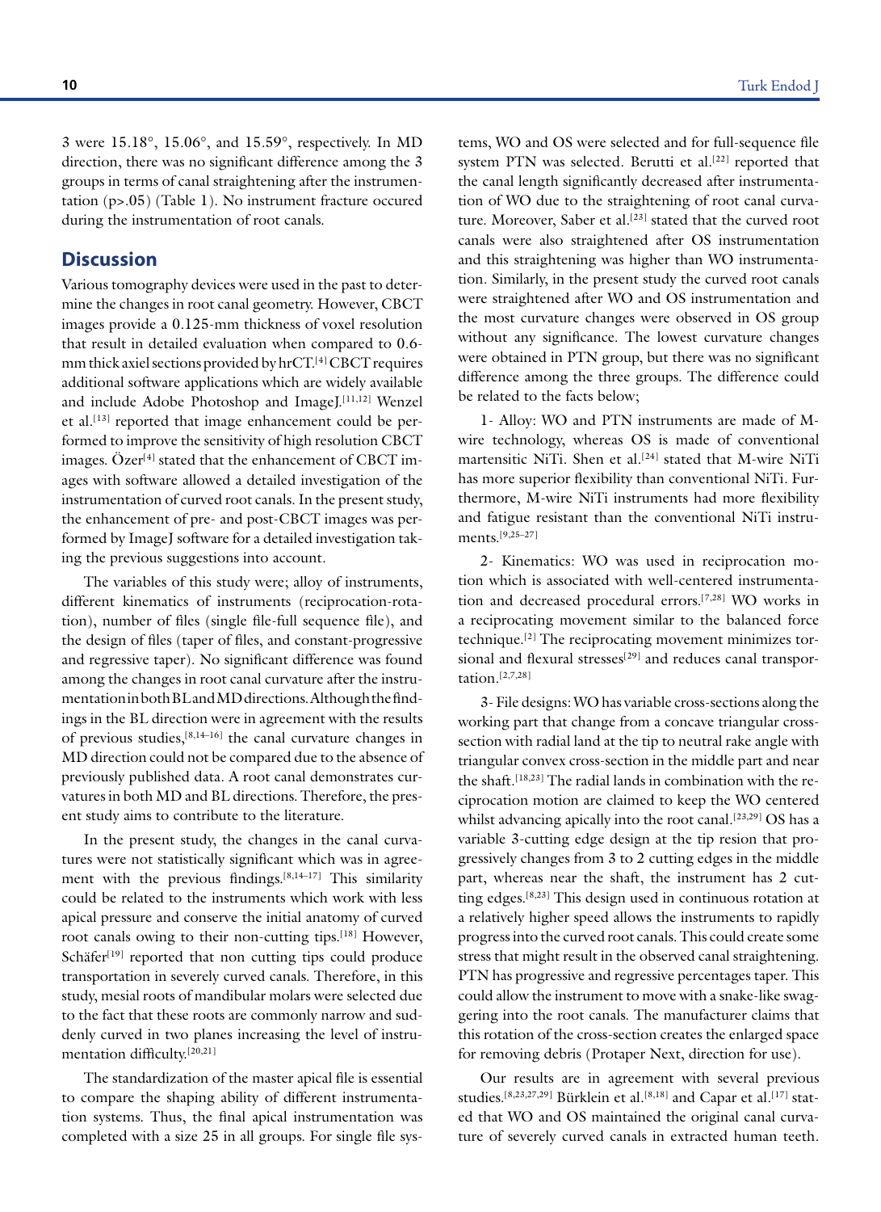3 were 15.18°, 15.06°, and 15.59°, respectively. In MD direction, there was no significant difference among the 3 groups in terms of canal straightening after the instrumentation (p>.05) (Table 1). No instrument fracture occured during the instrumentation of root canals.

## Discussion

Various tomography devices were used in the past to determine the changes in root canal geometry. However, CBCT images provide a 0.125-mm thickness of voxel resolution that result in detailed evaluation when compared to 0.6-mm thick axiel sections provided by hrCT.[4] CBCT requires additional software applications which are widely available and include Adobe Photoshop and ImageJ.[11,12] Wenzel et al.[13] reported that image enhancement could be performed to improve the sensitivity of high resolution CBCT images. Özer[4] stated that the enhancement of CBCT images with software allowed a detailed investigation of the instrumentation of curved root canals. In the present study, the enhancement of pre- and post-CBCT images was performed by ImageJ software for a detailed investigation taking the previous suggestions into account.

The variables of this study were; alloy of instruments, different kinematics of instruments (reciprocation-rotation), number of files (single file-full sequence file), and the design of files (taper of files, and constant-progressive and regressive taper). No significant difference was found among the changes in root canal curvature after the instrumentation in both BL and MD directions. Although the findings in the BL direction were in agreement with the results of previous studies,[8,14–16] the canal curvature changes in MD direction could not be compared due to the absence of previously published data. A root canal demonstrates curvatures in both MD and BL directions. Therefore, the present study aims to contribute to the literature.

In the present study, the changes in the canal curvatures were not statistically significant which was in agreement with the previous findings.[8,14–17] This similarity could be related to the instruments which work with less apical pressure and conserve the initial anatomy of curved root canals owing to their non-cutting tips.[18] However, Schäfer[19] reported that non cutting tips could produce transportation in severely curved canals. Therefore, in this study, mesial roots of mandibular molars were selected due to the fact that these roots are commonly narrow and suddenly curved in two planes increasing the level of instrumentation difficulty.[20,21]

The standardization of the master apical file is essential to compare the shaping ability of different instrumentation systems. Thus, the final apical instrumentation was completed with a size 25 in all groups. For single file systems, WO and OS were selected and for full-sequence file system PTN was selected. Berutti et al.[22] reported that the canal length significantly decreased after instrumentation of WO due to the straightening of root canal curvature. Moreover, Saber et al.[23] stated that the curved root canals were also straightened after OS instrumentation and this straightening was higher than WO instrumentation. Similarly, in the present study the curved root canals were straightened after WO and OS instrumentation and the most curvature changes were observed in OS group without any significance. The lowest curvature changes were obtained in PTN group, but there was no significant difference among the three groups. The difference could be related to the facts below;

1- Alloy: WO and PTN instruments are made of M-wire technology, whereas OS is made of conventional martensitic NiTi. Shen et al.[24] stated that M-wire NiTi has more superior flexibility than conventional NiTi. Furthermore, M-wire NiTi instruments had more flexibility and fatigue resistant than the conventional NiTi instruments.[9,25–27]

2- Kinematics: WO was used in reciprocation motion which is associated with well-centered instrumentation and decreased procedural errors.[7,28] WO works in a reciprocating movement similar to the balanced force technique.[2] The reciprocating movement minimizes torsional and flexural stresses[29] and reduces canal transportation.[2,7,28]

3- File designs: WO has variable cross-sections along the working part that change from a concave triangular cross-section with radial land at the tip to neutral rake angle with triangular convex cross-section in the middle part and near the shaft.[18,23] The radial lands in combination with the reciprocation motion are claimed to keep the WO centered whilst advancing apically into the root canal.[23,29] OS has a variable 3-cutting edge design at the tip resion that progressively changes from 3 to 2 cutting edges in the middle part, whereas near the shaft, the instrument has 2 cutting edges.[8,23] This design used in continuous rotation at a relatively higher speed allows the instruments to rapidly progress into the curved root canals. This could create some stress that might result in the observed canal straightening. PTN has progressive and regressive percentages taper. This could allow the instrument to move with a snake-like swaggering into the root canals. The manufacturer claims that this rotation of the cross-section creates the enlarged space for removing debris (Protaper Next, direction for use).

Our results are in agreement with several previous studies.[8,23,27,29] Bürklein et al.[8,18] and Capar et al.[17] stated that WO and OS maintained the original canal curvature of severely curved canals in extracted human teeth.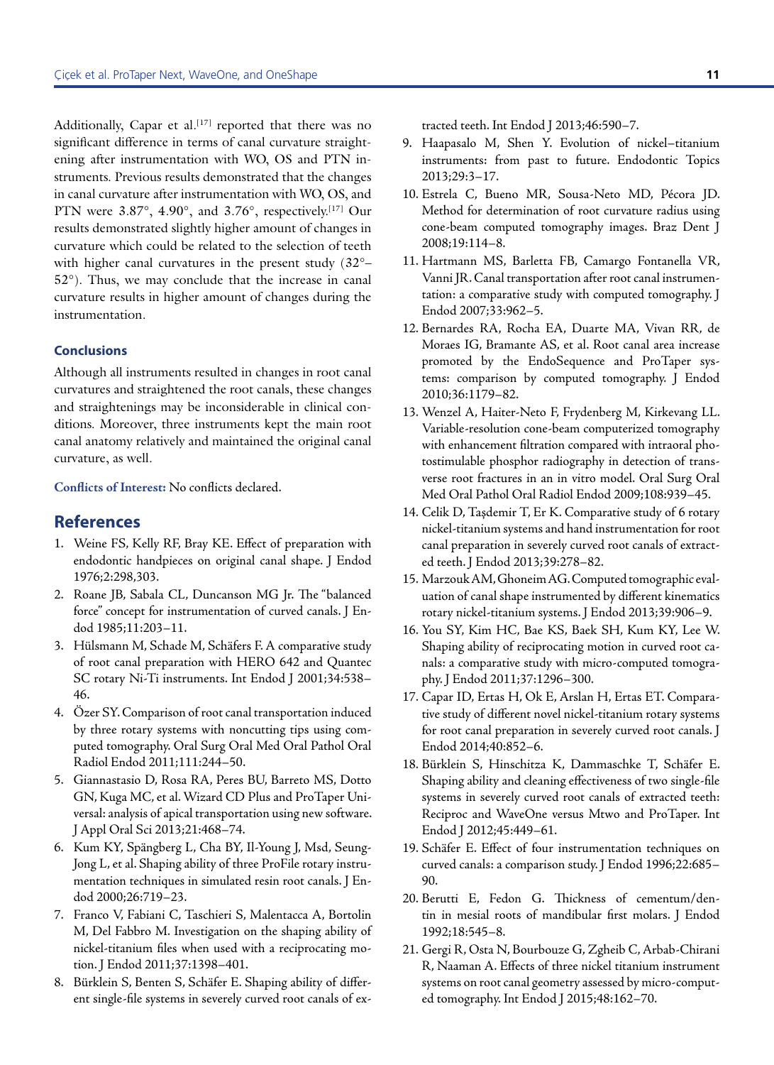Additionally, Capar et al.[17] reported that there was no significant difference in terms of canal curvature straightening after instrumentation with WO, OS and PTN instruments. Previous results demonstrated that the changes in canal curvature after instrumentation with WO, OS, and PTN were 3.87°, 4.90°, and 3.76°, respectively.[17] Our results demonstrated slightly higher amount of changes in curvature which could be related to the selection of teeth with higher canal curvatures in the present study (32°–52°). Thus, we may conclude that the increase in canal curvature results in higher amount of changes during the instrumentation.

### Conclusions

Although all instruments resulted in changes in root canal curvatures and straightened the root canals, these changes and straightenings may be inconsiderable in clinical conditions. Moreover, three instruments kept the main root canal anatomy relatively and maintained the original canal curvature, as well.

**Conflicts of Interest:** No conflicts declared.

## References

1. Weine FS, Kelly RF, Bray KE. Effect of preparation with endodontic handpieces on original canal shape. J Endod 1976;2:298,303.
2. Roane JB, Sabala CL, Duncanson MG Jr. The "balanced force" concept for instrumentation of curved canals. J Endod 1985;11:203–11.
3. Hülsmann M, Schade M, Schäfers F. A comparative study of root canal preparation with HERO 642 and Quantec SC rotary Ni-Ti instruments. Int Endod J 2001;34:538–46.
4. Özer SY. Comparison of root canal transportation induced by three rotary systems with noncutting tips using computed tomography. Oral Surg Oral Med Oral Pathol Oral Radiol Endod 2011;111:244–50.
5. Giannastasio D, Rosa RA, Peres BU, Barreto MS, Dotto GN, Kuga MC, et al. Wizard CD Plus and ProTaper Universal: analysis of apical transportation using new software. J Appl Oral Sci 2013;21:468–74.
6. Kum KY, Spängberg L, Cha BY, Il-Young J, Msd, Seung-Jong L, et al. Shaping ability of three ProFile rotary instrumentation techniques in simulated resin root canals. J Endod 2000;26:719–23.
7. Franco V, Fabiani C, Taschieri S, Malentacca A, Bortolin M, Del Fabbro M. Investigation on the shaping ability of nickel-titanium files when used with a reciprocating motion. J Endod 2011;37:1398–401.
8. Bürklein S, Benten S, Schäfer E. Shaping ability of different single-file systems in severely curved root canals of extracted teeth. Int Endod J 2013;46:590–7.
9. Haapasalo M, Shen Y. Evolution of nickel–titanium instruments: from past to future. Endodontic Topics 2013;29:3–17.
10. Estrela C, Bueno MR, Sousa-Neto MD, Pécora JD. Method for determination of root curvature radius using cone-beam computed tomography images. Braz Dent J 2008;19:114–8.
11. Hartmann MS, Barletta FB, Camargo Fontanella VR, Vanni JR. Canal transportation after root canal instrumentation: a comparative study with computed tomography. J Endod 2007;33:962–5.
12. Bernardes RA, Rocha EA, Duarte MA, Vivan RR, de Moraes IG, Bramante AS, et al. Root canal area increase promoted by the EndoSequence and ProTaper systems: comparison by computed tomography. J Endod 2010;36:1179–82.
13. Wenzel A, Haiter-Neto F, Frydenberg M, Kirkevang LL. Variable-resolution cone-beam computerized tomography with enhancement filtration compared with intraoral photostimulable phosphor radiography in detection of transverse root fractures in an in vitro model. Oral Surg Oral Med Oral Pathol Oral Radiol Endod 2009;108:939–45.
14. Celik D, Taşdemir T, Er K. Comparative study of 6 rotary nickel-titanium systems and hand instrumentation for root canal preparation in severely curved root canals of extracted teeth. J Endod 2013;39:278–82.
15. Marzouk AM, Ghoneim AG. Computed tomographic evaluation of canal shape instrumented by different kinematics rotary nickel-titanium systems. J Endod 2013;39:906–9.
16. You SY, Kim HC, Bae KS, Baek SH, Kum KY, Lee W. Shaping ability of reciprocating motion in curved root canals: a comparative study with micro-computed tomography. J Endod 2011;37:1296–300.
17. Capar ID, Ertas H, Ok E, Arslan H, Ertas ET. Comparative study of different novel nickel-titanium rotary systems for root canal preparation in severely curved root canals. J Endod 2014;40:852–6.
18. Bürklein S, Hinschitza K, Dammaschke T, Schäfer E. Shaping ability and cleaning effectiveness of two single-file systems in severely curved root canals of extracted teeth: Reciproc and WaveOne versus Mtwo and ProTaper. Int Endod J 2012;45:449–61.
19. Schäfer E. Effect of four instrumentation techniques on curved canals: a comparison study. J Endod 1996;22:685–90.
20. Berutti E, Fedon G. Thickness of cementum/dentin in mesial roots of mandibular first molars. J Endod 1992;18:545–8.
21. Gergi R, Osta N, Bourbouze G, Zgheib C, Arbab-Chirani R, Naaman A. Effects of three nickel titanium instrument systems on root canal geometry assessed by micro-computed tomography. Int Endod J 2015;48:162–70.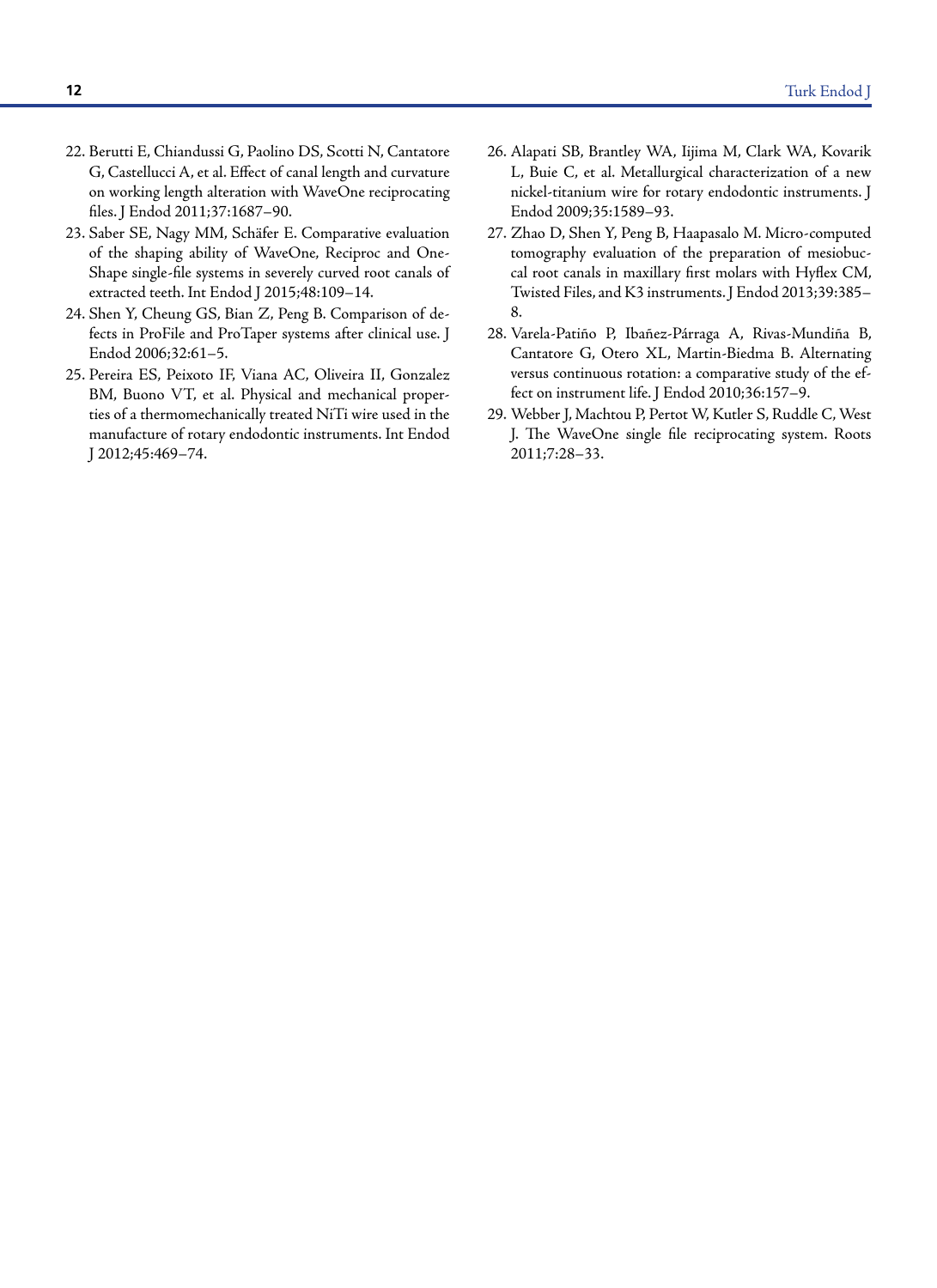22. Berutti E, Chiandussi G, Paolino DS, Scotti N, Cantatore G, Castellucci A, et al. Effect of canal length and curvature on working length alteration with WaveOne reciprocating files. J Endod 2011;37:1687–90.
23. Saber SE, Nagy MM, Schäfer E. Comparative evaluation of the shaping ability of WaveOne, Reciproc and OneShape single-file systems in severely curved root canals of extracted teeth. Int Endod J 2015;48:109–14.
24. Shen Y, Cheung GS, Bian Z, Peng B. Comparison of defects in ProFile and ProTaper systems after clinical use. J Endod 2006;32:61–5.
25. Pereira ES, Peixoto IF, Viana AC, Oliveira II, Gonzalez BM, Buono VT, et al. Physical and mechanical properties of a thermomechanically treated NiTi wire used in the manufacture of rotary endodontic instruments. Int Endod J 2012;45:469–74.
26. Alapati SB, Brantley WA, Iijima M, Clark WA, Kovarik L, Buie C, et al. Metallurgical characterization of a new nickel-titanium wire for rotary endodontic instruments. J Endod 2009;35:1589–93.
27. Zhao D, Shen Y, Peng B, Haapasalo M. Micro-computed tomography evaluation of the preparation of mesiobuccal root canals in maxillary first molars with Hyflex CM, Twisted Files, and K3 instruments. J Endod 2013;39:385–8.
28. Varela-Patiño P, Ibañez-Párraga A, Rivas-Mundiña B, Cantatore G, Otero XL, Martin-Biedma B. Alternating versus continuous rotation: a comparative study of the effect on instrument life. J Endod 2010;36:157–9.
29. Webber J, Machtou P, Pertot W, Kutler S, Ruddle C, West J. The WaveOne single file reciprocating system. Roots 2011;7:28–33.